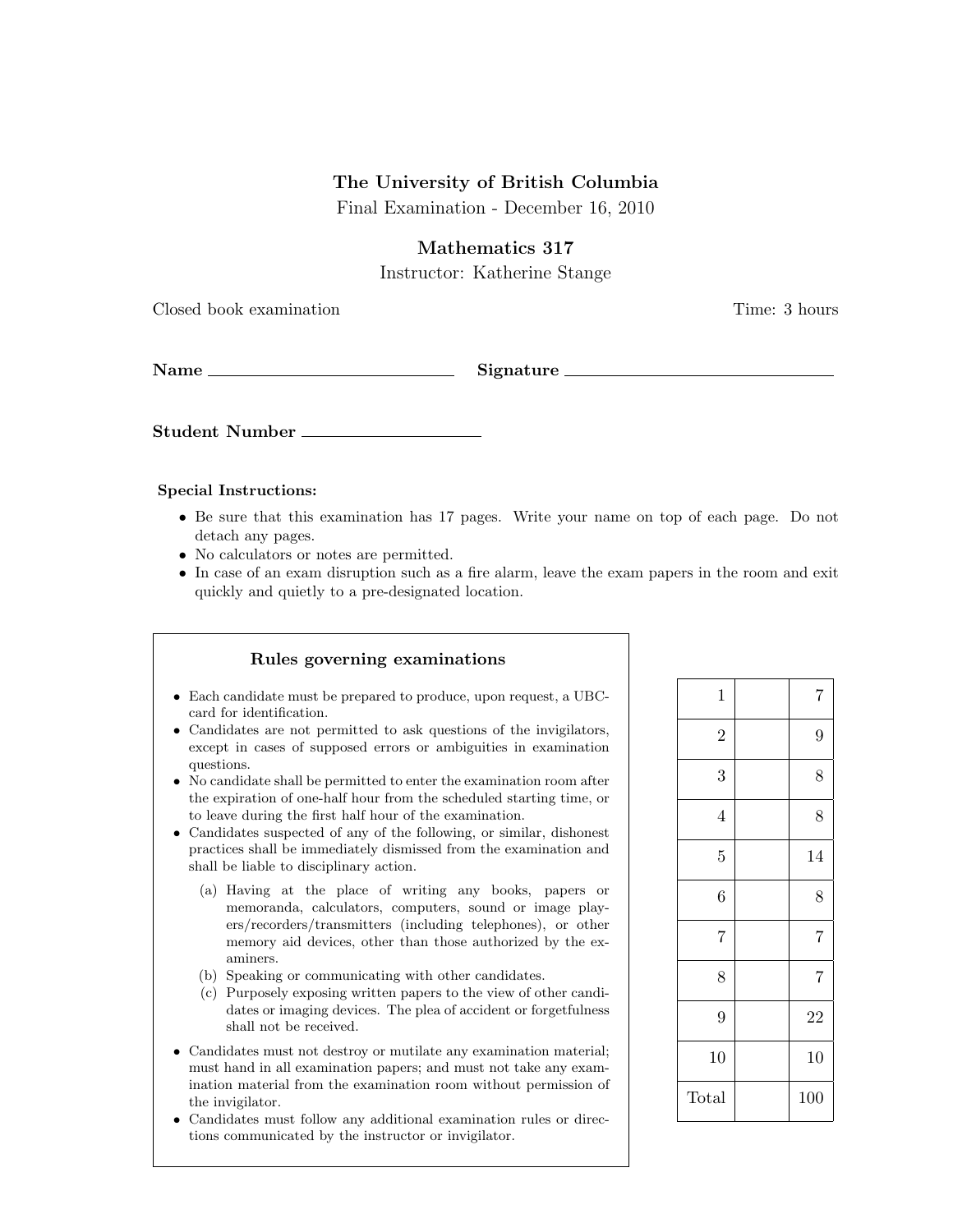# The University of British Columbia

Final Examination - December 16, 2010

## Mathematics 317

Instructor: Katherine Stange

Closed book examination | Time: 3 hours

**Name** \_\_\_\_\_\_\_\_\_\_\_\_\_\_\_\_\_\_\_\_\_\_\_\_ **Signature** \_\_\_\_\_\_\_\_\_\_\_\_\_\_\_\_\_\_\_\_\_\_\_\_

**Student Number** \_\_\_\_\_\_\_\_\_\_\_\_\_\_\_\_\_\_\_\_

**Special Instructions:**

- Be sure that this examination has 17 pages. Write your name on top of each page. Do not detach any pages.
- No calculators or notes are permitted.
- In case of an exam disruption such as a fire alarm, leave the exam papers in the room and exit quickly and quietly to a pre-designated location.

### Rules governing examinations

- Each candidate must be prepared to produce, upon request, a UBC-card for identification.
- Candidates are not permitted to ask questions of the invigilators, except in cases of supposed errors or ambiguities in examination questions.
- No candidate shall be permitted to enter the examination room after the expiration of one-half hour from the scheduled starting time, or to leave during the first half hour of the examination.
- Candidates suspected of any of the following, or similar, dishonest practices shall be immediately dismissed from the examination and shall be liable to disciplinary action.
  (a) Having at the place of writing any books, papers or memoranda, calculators, computers, sound or image players/recorders/transmitters (including telephones), or other memory aid devices, other than those authorized by the examiners.
  (b) Speaking or communicating with other candidates.
  (c) Purposely exposing written papers to the view of other candidates or imaging devices. The plea of accident or forgetfulness shall not be received.
- Candidates must not destroy or mutilate any examination material; must hand in all examination papers; and must not take any examination material from the examination room without permission of the invigilator.
- Candidates must follow any additional examination rules or directions communicated by the instructor or invigilator.

| Question | Score | Marks |
|---|---|---|
| 1 | | 7 |
| 2 | | 9 |
| 3 | | 8 |
| 4 | | 8 |
| 5 | | 14 |
| 6 | | 8 |
| 7 | | 7 |
| 8 | | 7 |
| 9 | | 22 |
| 10 | | 10 |
| Total | | 100 |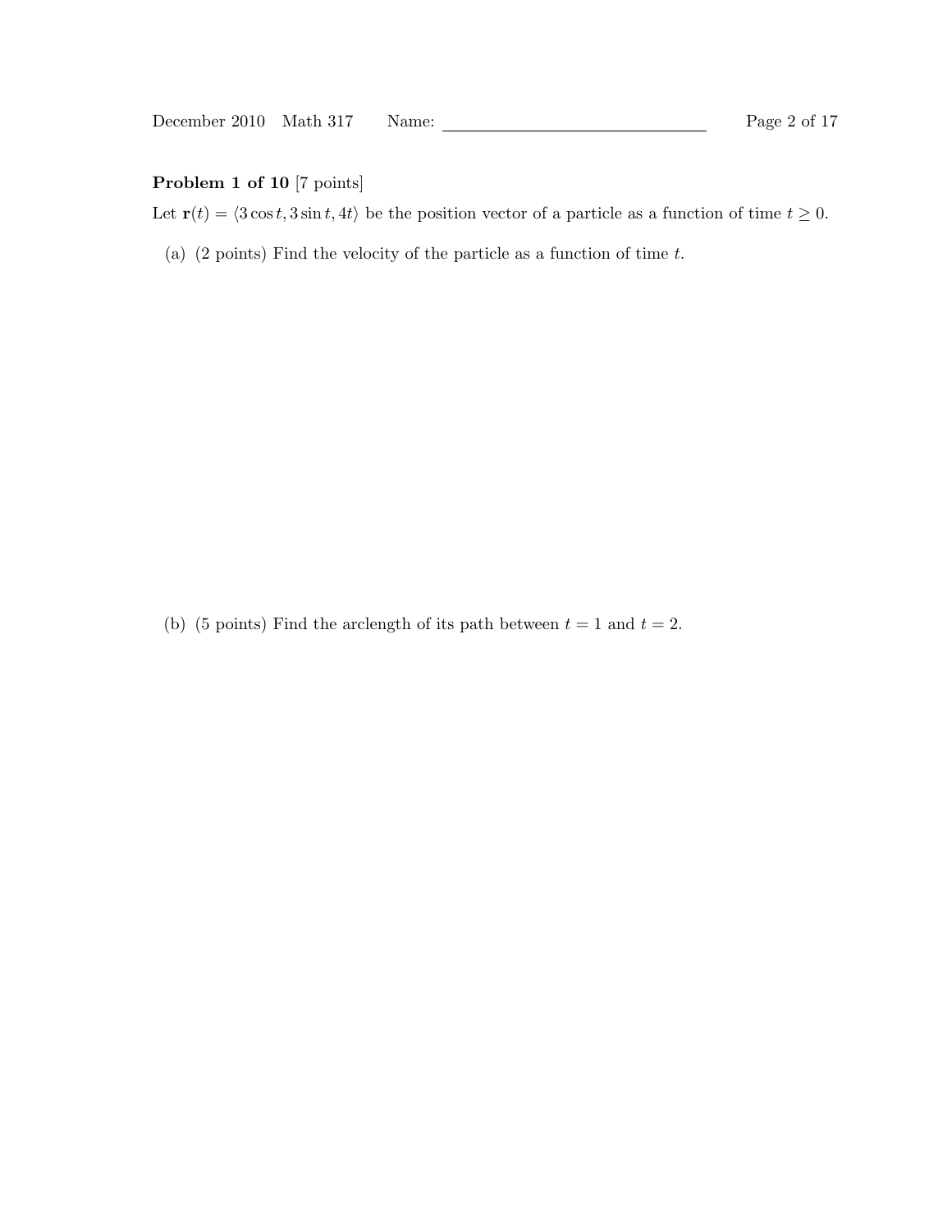**Problem 1 of 10** [7 points]

Let $\mathbf{r}(t) = \langle 3\cos t, 3\sin t, 4t \rangle$ be the position vector of a particle as a function of time $t \geq 0$.

(a) (2 points) Find the velocity of the particle as a function of time $t$.

(b) (5 points) Find the arclength of its path between $t = 1$ and $t = 2$.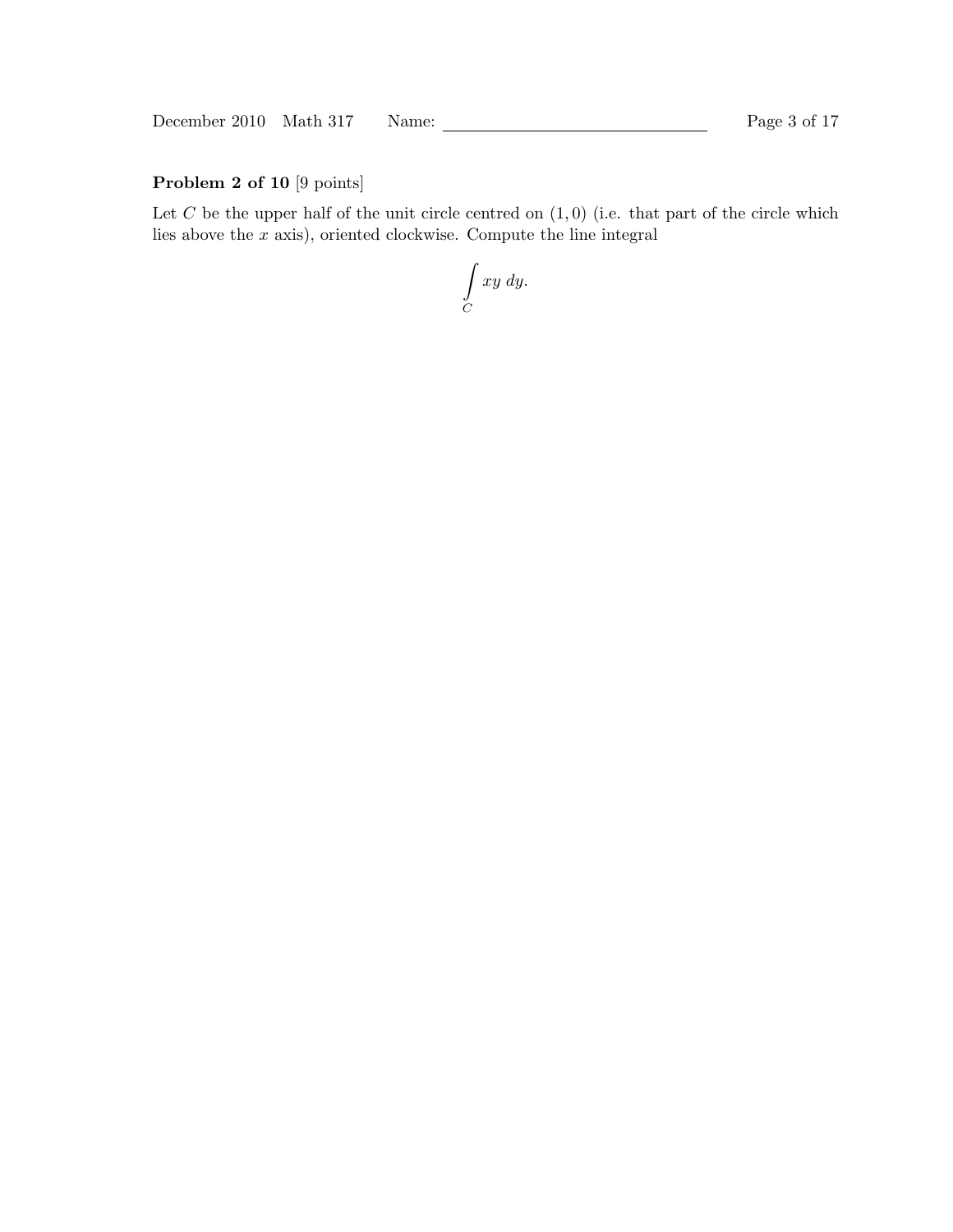**Problem 2 of 10** [9 points]

Let $C$ be the upper half of the unit circle centred on $(1, 0)$ (i.e. that part of the circle which lies above the $x$ axis), oriented clockwise. Compute the line integral

$$\int_C xy \; dy.$$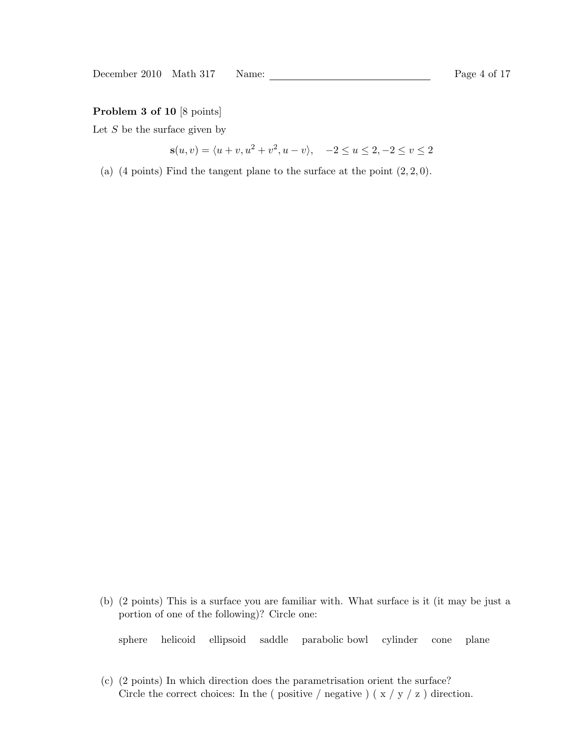**Problem 3 of 10** [8 points]

Let $S$ be the surface given by

$$\mathbf{s}(u, v) = \langle u + v, u^2 + v^2, u - v \rangle, \quad -2 \leq u \leq 2, -2 \leq v \leq 2$$

(a) (4 points) Find the tangent plane to the surface at the point $(2, 2, 0)$.

(b) (2 points) This is a surface you are familiar with. What surface is it (it may be just a portion of one of the following)? Circle one:

sphere  helicoid  ellipsoid  saddle  parabolic bowl  cylinder  cone  plane

(c) (2 points) In which direction does the parametrisation orient the surface?
Circle the correct choices: In the ( positive / negative ) ( x / y / z ) direction.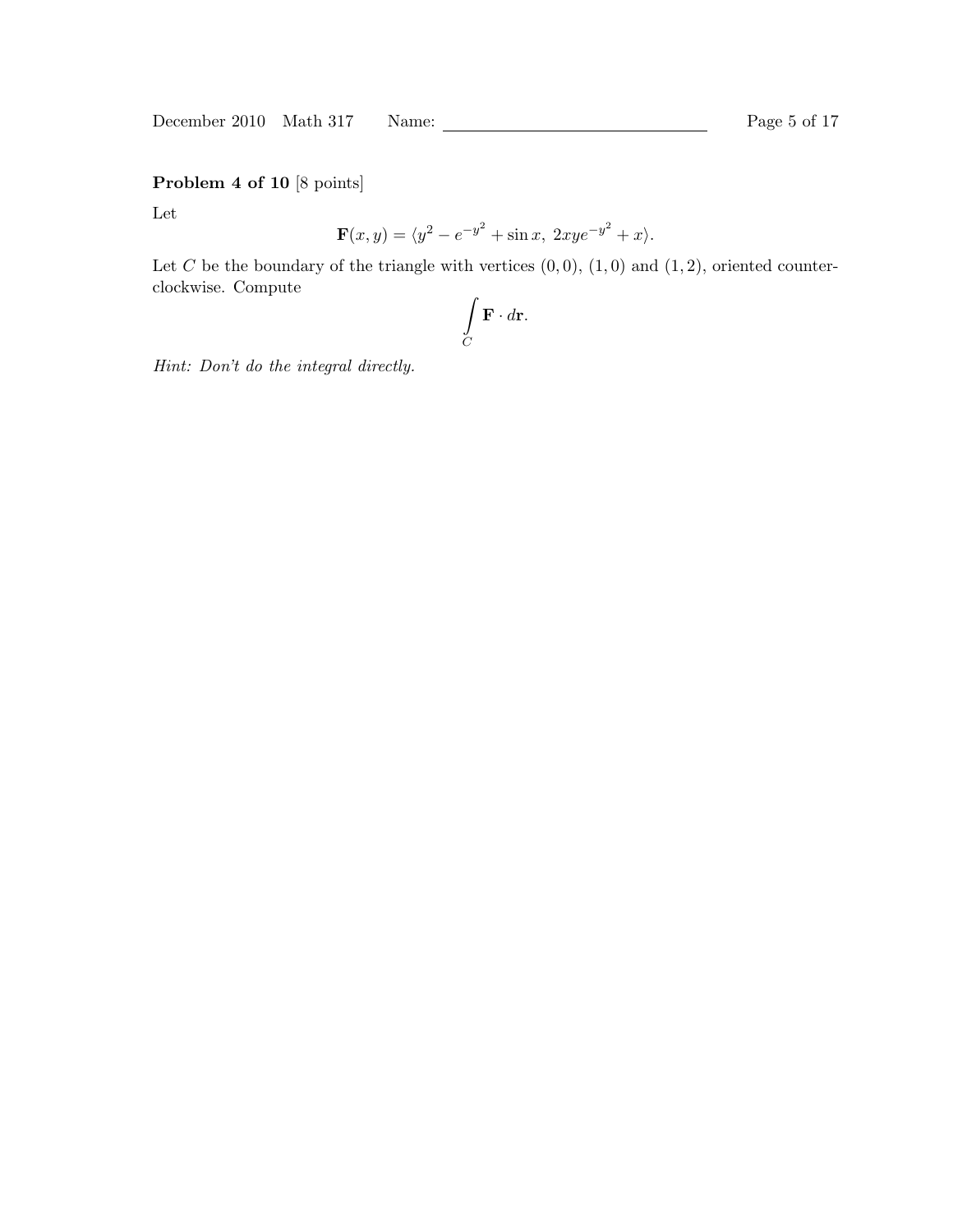**Problem 4 of 10** [8 points]

Let

$$\mathbf{F}(x, y) = \langle y^2 - e^{-y^2} + \sin x,\ 2xye^{-y^2} + x \rangle.$$

Let $C$ be the boundary of the triangle with vertices $(0, 0)$, $(1, 0)$ and $(1, 2)$, oriented counter-clockwise. Compute

$$\int_C \mathbf{F} \cdot d\mathbf{r}.$$

*Hint: Don't do the integral directly.*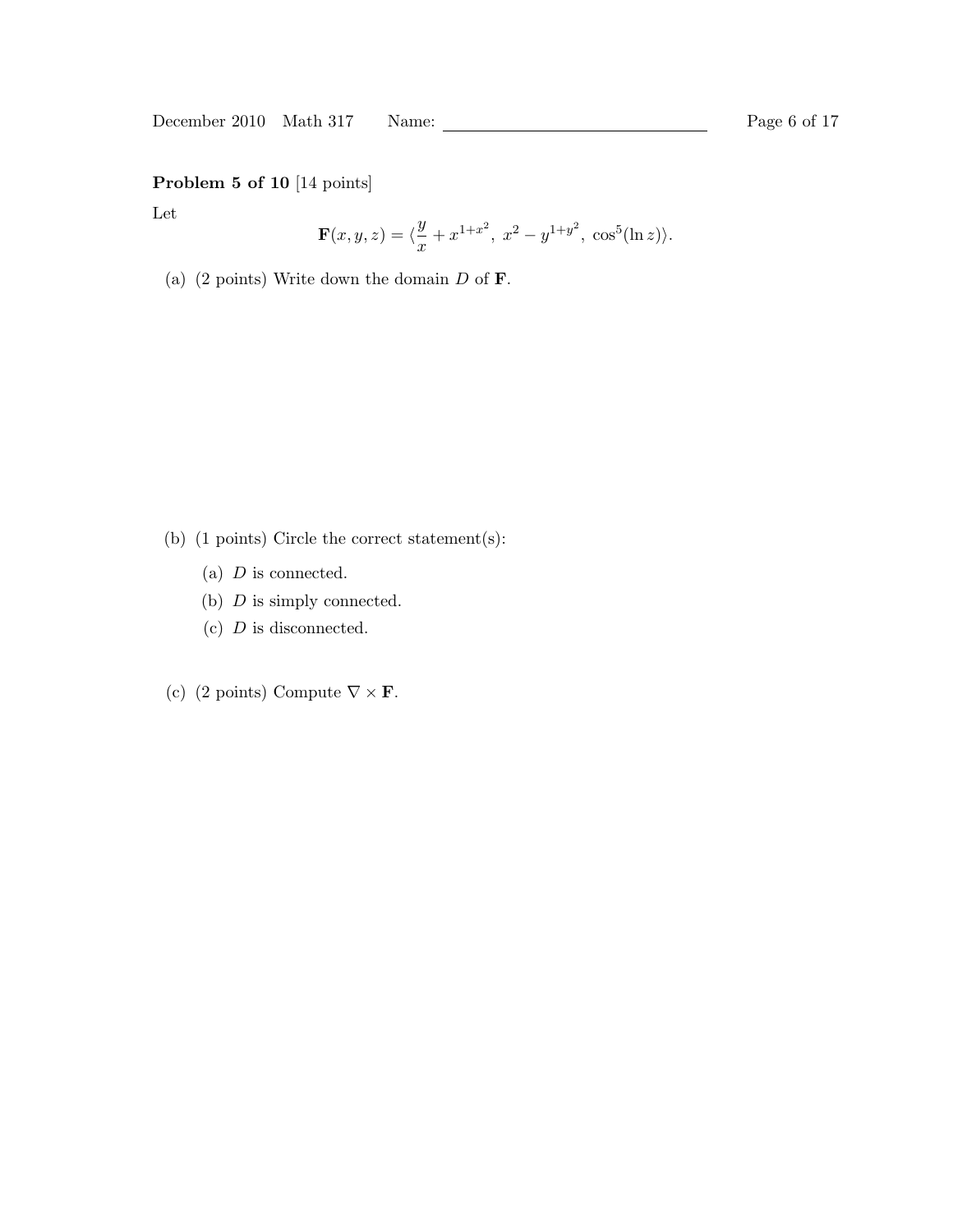**Problem 5 of 10** [14 points]

Let

$$\mathbf{F}(x, y, z) = \langle \frac{y}{x} + x^{1+x^2},\ x^2 - y^{1+y^2},\ \cos^5(\ln z) \rangle.$$

(a) (2 points) Write down the domain $D$ of $\mathbf{F}$.

(b) (1 points) Circle the correct statement(s):

(a) $D$ is connected.

(b) $D$ is simply connected.

(c) $D$ is disconnected.

(c) (2 points) Compute $\nabla \times \mathbf{F}$.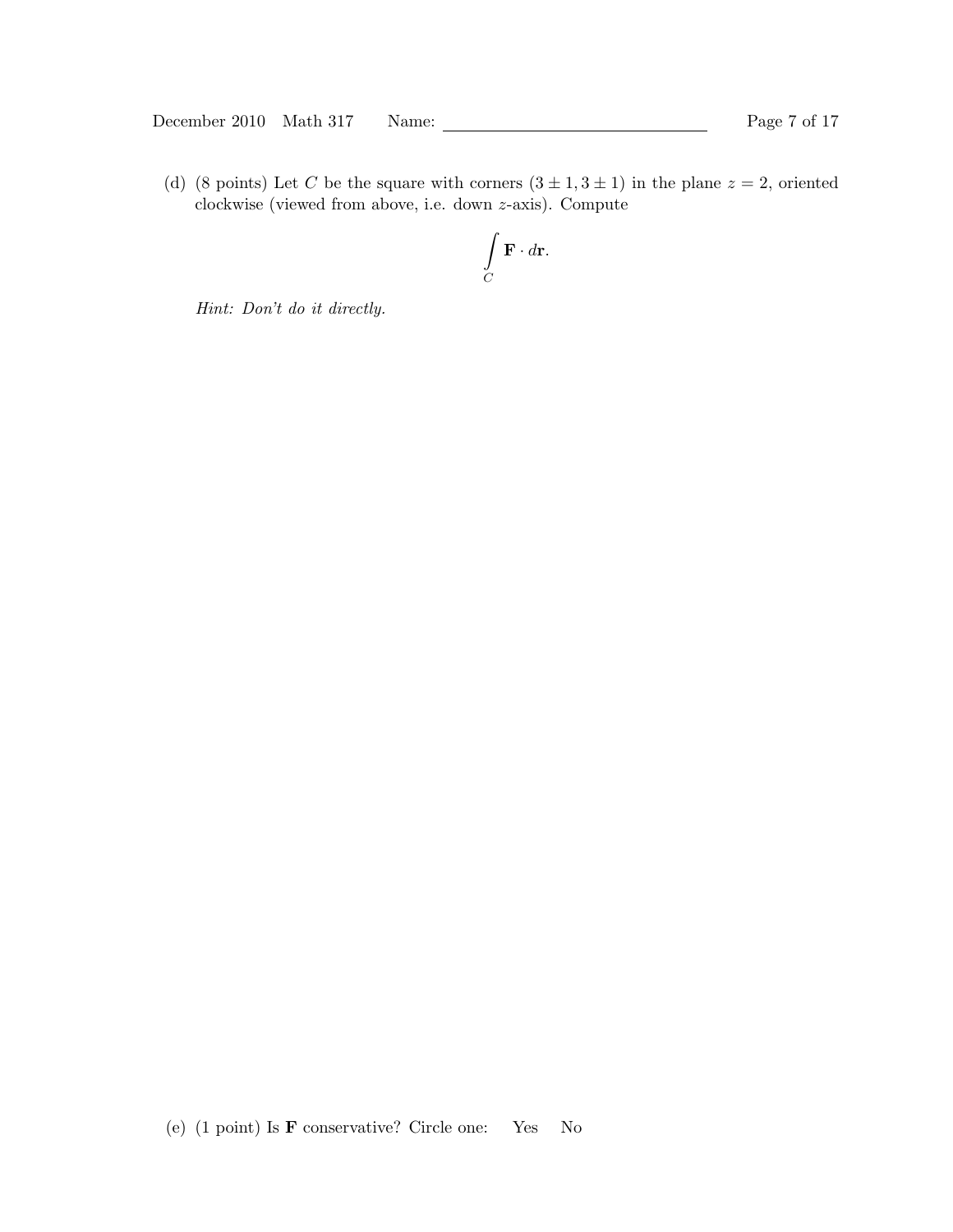(d) (8 points) Let $C$ be the square with corners $(3 \pm 1, 3 \pm 1)$ in the plane $z = 2$, oriented clockwise (viewed from above, i.e. down $z$-axis). Compute

$$\int_C \mathbf{F} \cdot d\mathbf{r}.$$

*Hint: Don't do it directly.*

(e) (1 point) Is $\mathbf{F}$ conservative? Circle one: Yes No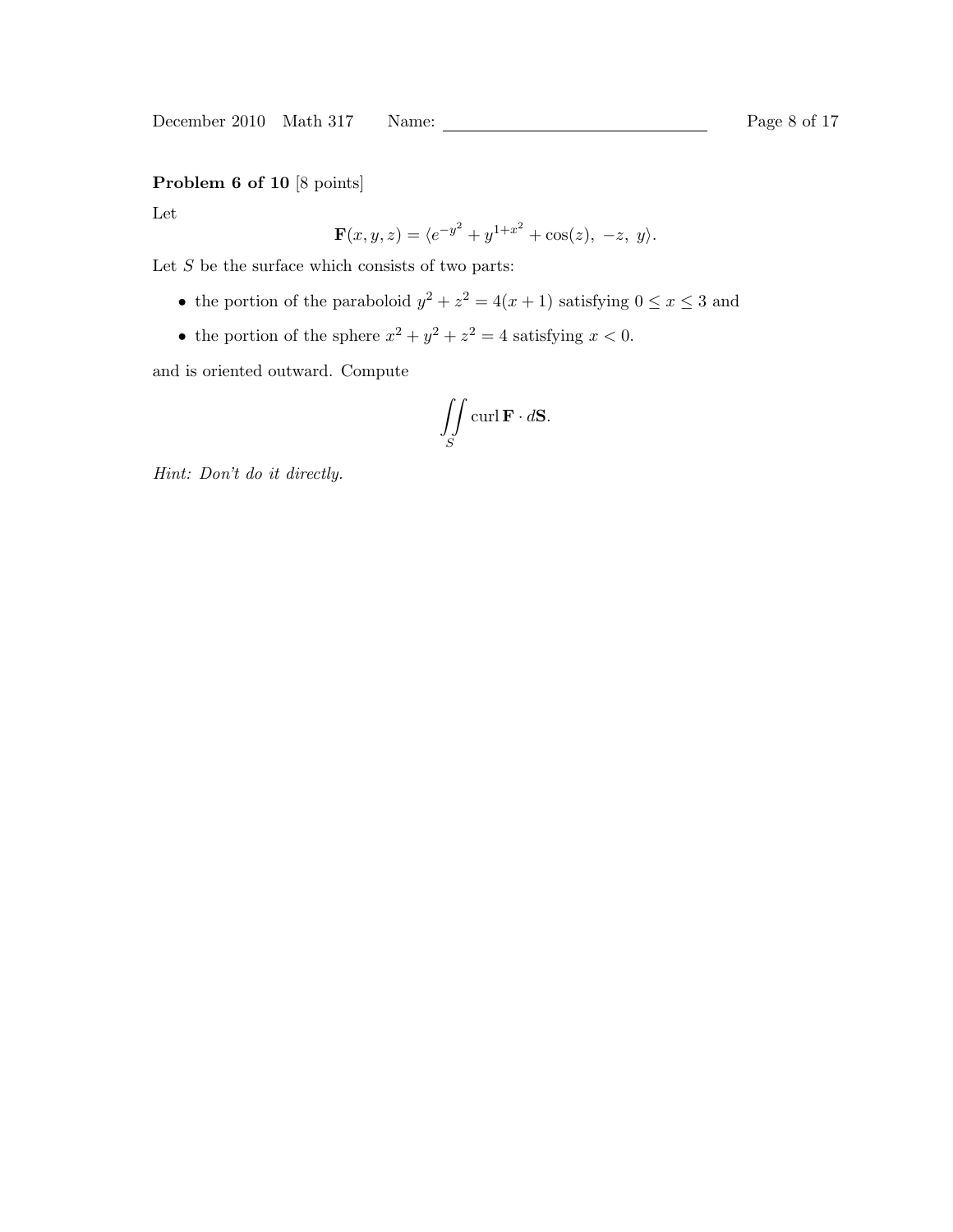**Problem 6 of 10** [8 points]

Let

$$\mathbf{F}(x, y, z) = \langle e^{-y^2} + y^{1+x^2} + \cos(z),\ -z,\ y\rangle.$$

Let $S$ be the surface which consists of two parts:

- the portion of the paraboloid $y^2 + z^2 = 4(x + 1)$ satisfying $0 \le x \le 3$ and
- the portion of the sphere $x^2 + y^2 + z^2 = 4$ satisfying $x < 0$.

and is oriented outward. Compute

$$\iint_S \operatorname{curl} \mathbf{F} \cdot d\mathbf{S}.$$

*Hint: Don't do it directly.*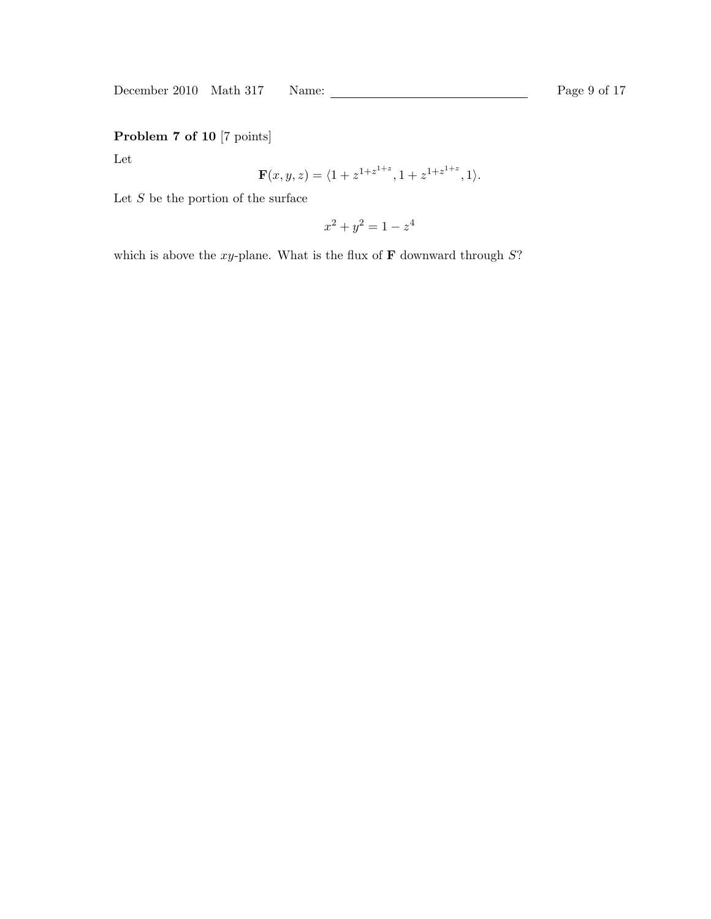**Problem 7 of 10** [7 points]

Let

$$\mathbf{F}(x, y, z) = \langle 1 + z^{1+z^{1+z}}, 1 + z^{1+z^{1+z}}, 1 \rangle.$$

Let $S$ be the portion of the surface

$$x^2 + y^2 = 1 - z^4$$

which is above the $xy$-plane. What is the flux of $\mathbf{F}$ downward through $S$?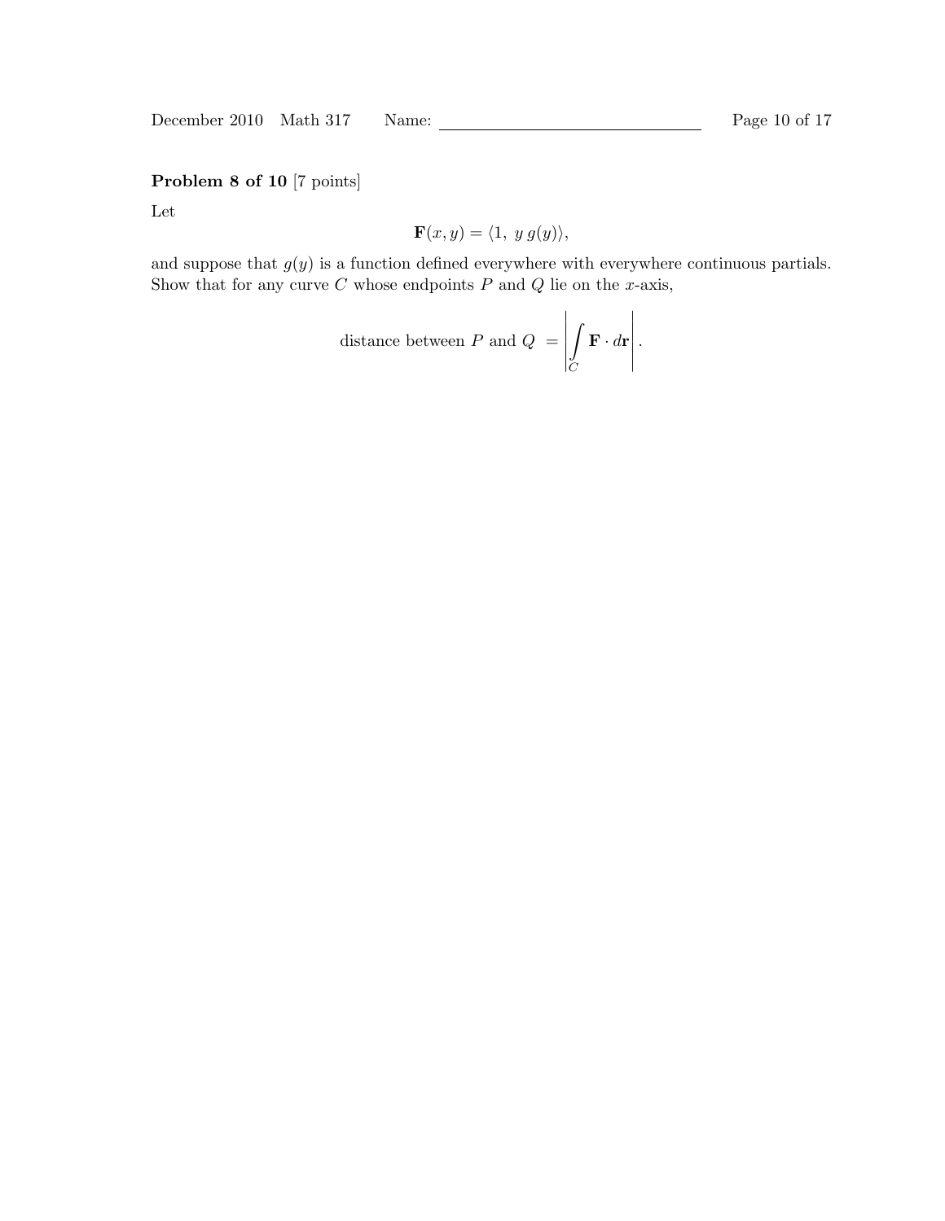**Problem 8 of 10** [7 points]

Let

$$\mathbf{F}(x, y) = \langle 1,\ y\, g(y) \rangle,$$

and suppose that $g(y)$ is a function defined everywhere with everywhere continuous partials. Show that for any curve $C$ whose endpoints $P$ and $Q$ lie on the $x$-axis,

$$\text{distance between } P \text{ and } Q \ = \left| \int_C \mathbf{F} \cdot d\mathbf{r} \right|.$$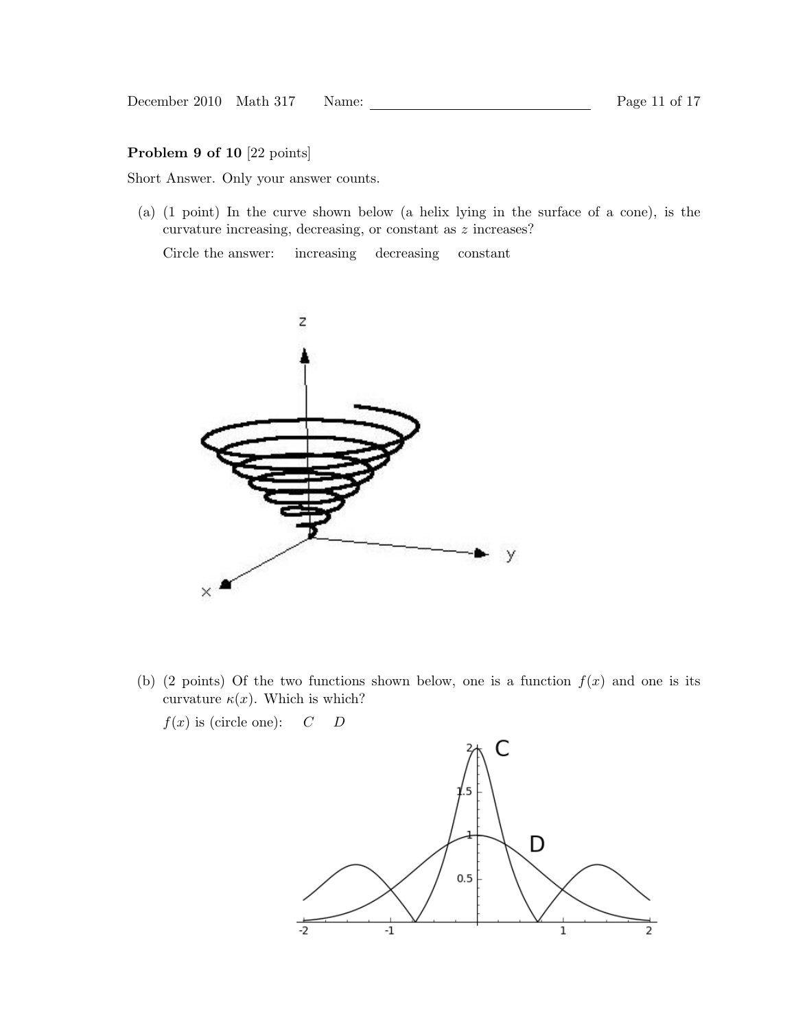**Problem 9 of 10** [22 points]

Short Answer. Only your answer counts.

(a) (1 point) In the curve shown below (a helix lying in the surface of a cone), is the curvature increasing, decreasing, or constant as $z$ increases?

Circle the answer: increasing decreasing constant

(b) (2 points) Of the two functions shown below, one is a function $f(x)$ and one is its curvature $\kappa(x)$. Which is which?

$f(x)$ is (circle one): $C$ $D$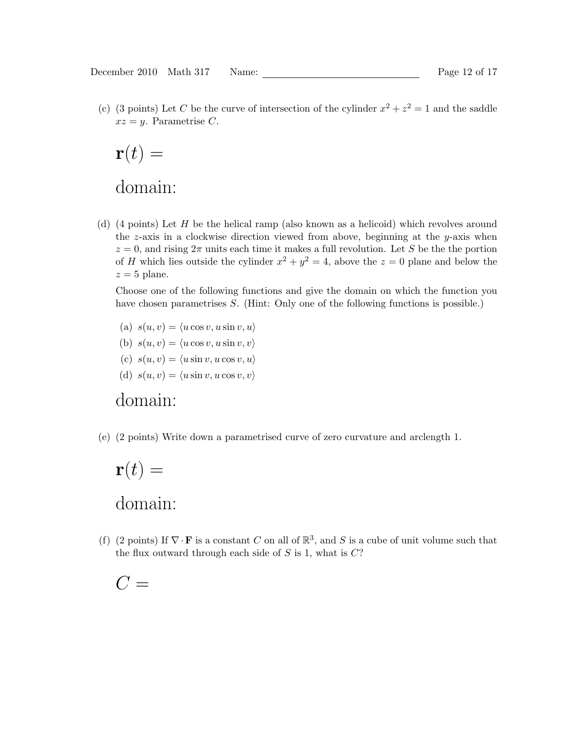(c) (3 points) Let $C$ be the curve of intersection of the cylinder $x^2 + z^2 = 1$ and the saddle $xz = y$. Parametrise $C$.

$\mathbf{r}(t) =$

domain:

(d) (4 points) Let $H$ be the helical ramp (also known as a helicoid) which revolves around the $z$-axis in a clockwise direction viewed from above, beginning at the $y$-axis when $z = 0$, and rising $2\pi$ units each time it makes a full revolution. Let $S$ be the the portion of $H$ which lies outside the cylinder $x^2 + y^2 = 4$, above the $z = 0$ plane and below the $z = 5$ plane.

Choose one of the following functions and give the domain on which the function you have chosen parametrises $S$. (Hint: Only one of the following functions is possible.)

(a) $s(u, v) = \langle u \cos v, u \sin v, u \rangle$

(b) $s(u, v) = \langle u \cos v, u \sin v, v \rangle$

(c) $s(u, v) = \langle u \sin v, u \cos v, u \rangle$

(d) $s(u, v) = \langle u \sin v, u \cos v, v \rangle$

domain:

(e) (2 points) Write down a parametrised curve of zero curvature and arclength 1.

$\mathbf{r}(t) =$

domain:

(f) (2 points) If $\nabla \cdot \mathbf{F}$ is a constant $C$ on all of $\mathbb{R}^3$, and $S$ is a cube of unit volume such that the flux outward through each side of $S$ is 1, what is $C$?

$C =$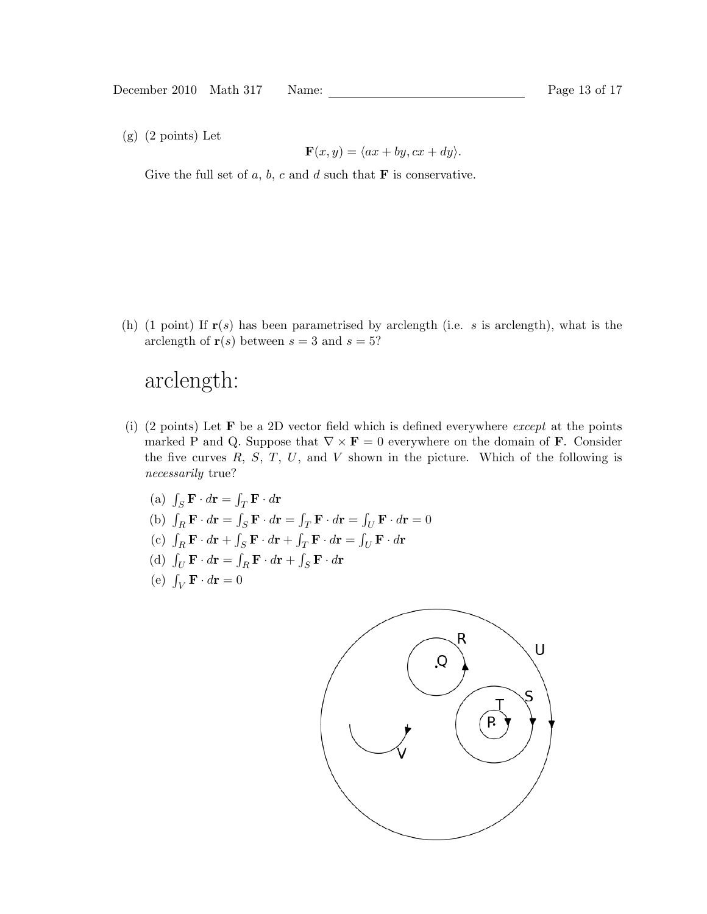(g) (2 points) Let

$$\mathbf{F}(x, y) = \langle ax + by, cx + dy \rangle.$$

Give the full set of $a$, $b$, $c$ and $d$ such that $\mathbf{F}$ is conservative.

(h) (1 point) If $\mathbf{r}(s)$ has been parametrised by arclength (i.e. $s$ is arclength), what is the arclength of $\mathbf{r}(s)$ between $s = 3$ and $s = 5$?

arclength:

(i) (2 points) Let $\mathbf{F}$ be a 2D vector field which is defined everywhere *except* at the points marked P and Q. Suppose that $\nabla \times \mathbf{F} = 0$ everywhere on the domain of $\mathbf{F}$. Consider the five curves $R$, $S$, $T$, $U$, and $V$ shown in the picture. Which of the following is *necessarily* true?

(a) $\int_S \mathbf{F} \cdot d\mathbf{r} = \int_T \mathbf{F} \cdot d\mathbf{r}$

(b) $\int_R \mathbf{F} \cdot d\mathbf{r} = \int_S \mathbf{F} \cdot d\mathbf{r} = \int_T \mathbf{F} \cdot d\mathbf{r} = \int_U \mathbf{F} \cdot d\mathbf{r} = 0$

(c) $\int_R \mathbf{F} \cdot d\mathbf{r} + \int_S \mathbf{F} \cdot d\mathbf{r} + \int_T \mathbf{F} \cdot d\mathbf{r} = \int_U \mathbf{F} \cdot d\mathbf{r}$

(d) $\int_U \mathbf{F} \cdot d\mathbf{r} = \int_R \mathbf{F} \cdot d\mathbf{r} + \int_S \mathbf{F} \cdot d\mathbf{r}$

(e) $\int_V \mathbf{F} \cdot d\mathbf{r} = 0$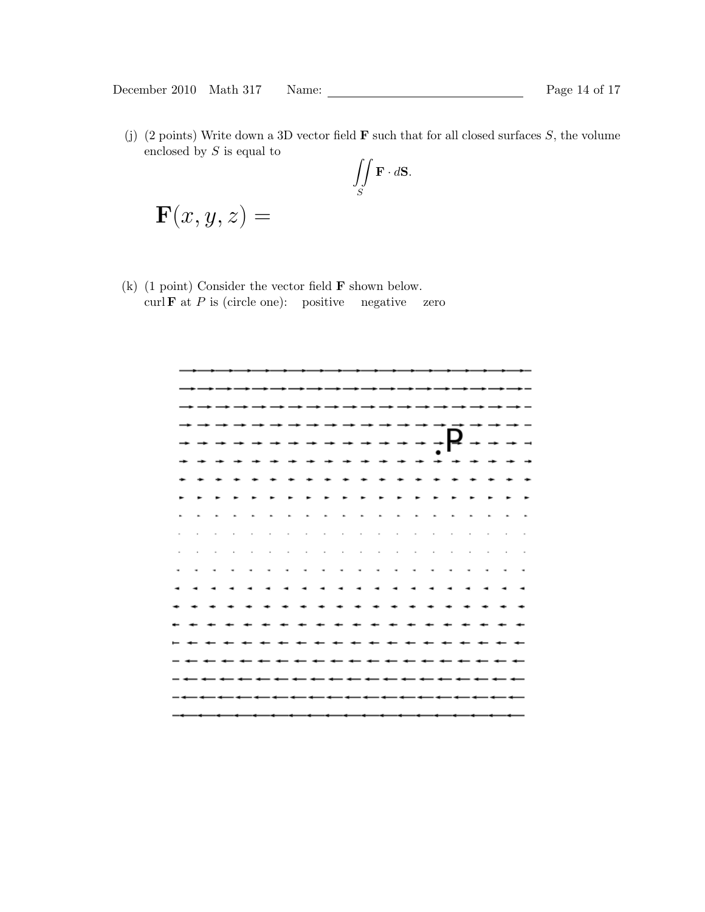(j) (2 points) Write down a 3D vector field $\mathbf{F}$ such that for all closed surfaces $S$, the volume enclosed by $S$ is equal to

$$\iint_S \mathbf{F} \cdot d\mathbf{S}.$$

$$\mathbf{F}(x, y, z) =$$

(k) (1 point) Consider the vector field $\mathbf{F}$ shown below.
curl $\mathbf{F}$ at $P$ is (circle one): positive negative zero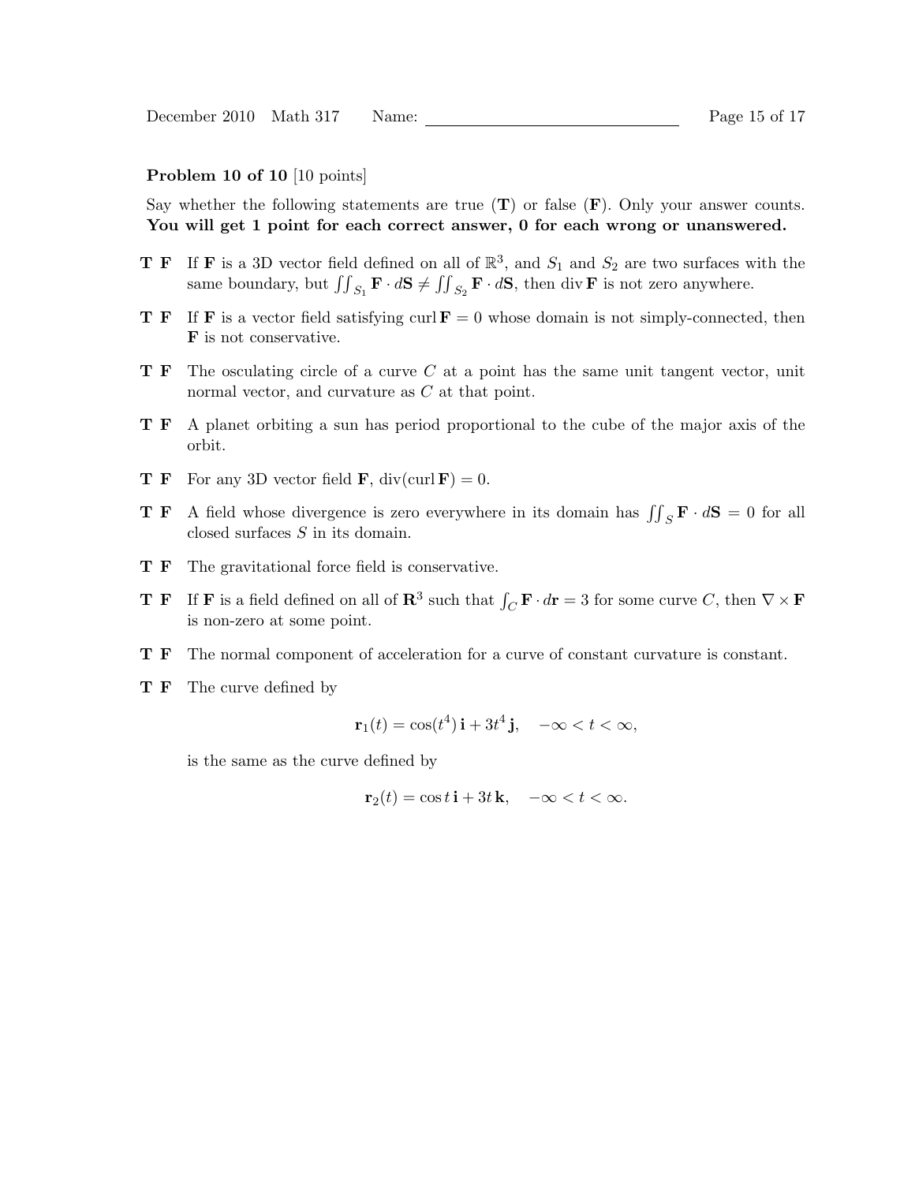**Problem 10 of 10** [10 points]

Say whether the following statements are true (**T**) or false (**F**). Only your answer counts. **You will get 1 point for each correct answer, 0 for each wrong or unanswered.**

**T F** If $\mathbf{F}$ is a 3D vector field defined on all of $\mathbb{R}^3$, and $S_1$ and $S_2$ are two surfaces with the same boundary, but $\iint_{S_1} \mathbf{F} \cdot d\mathbf{S} \neq \iint_{S_2} \mathbf{F} \cdot d\mathbf{S}$, then $\operatorname{div} \mathbf{F}$ is not zero anywhere.

**T F** If $\mathbf{F}$ is a vector field satisfying $\operatorname{curl} \mathbf{F} = 0$ whose domain is not simply-connected, then $\mathbf{F}$ is not conservative.

**T F** The osculating circle of a curve $C$ at a point has the same unit tangent vector, unit normal vector, and curvature as $C$ at that point.

**T F** A planet orbiting a sun has period proportional to the cube of the major axis of the orbit.

**T F** For any 3D vector field $\mathbf{F}$, $\operatorname{div}(\operatorname{curl} \mathbf{F}) = 0$.

**T F** A field whose divergence is zero everywhere in its domain has $\iint_S \mathbf{F} \cdot d\mathbf{S} = 0$ for all closed surfaces $S$ in its domain.

**T F** The gravitational force field is conservative.

**T F** If $\mathbf{F}$ is a field defined on all of $\mathbf{R}^3$ such that $\int_C \mathbf{F} \cdot d\mathbf{r} = 3$ for some curve $C$, then $\nabla \times \mathbf{F}$ is non-zero at some point.

**T F** The normal component of acceleration for a curve of constant curvature is constant.

**T F** The curve defined by

$$\mathbf{r}_1(t) = \cos(t^4)\, \mathbf{i} + 3t^4\, \mathbf{j}, \quad -\infty < t < \infty,$$

is the same as the curve defined by

$$\mathbf{r}_2(t) = \cos t\, \mathbf{i} + 3t\, \mathbf{k}, \quad -\infty < t < \infty.$$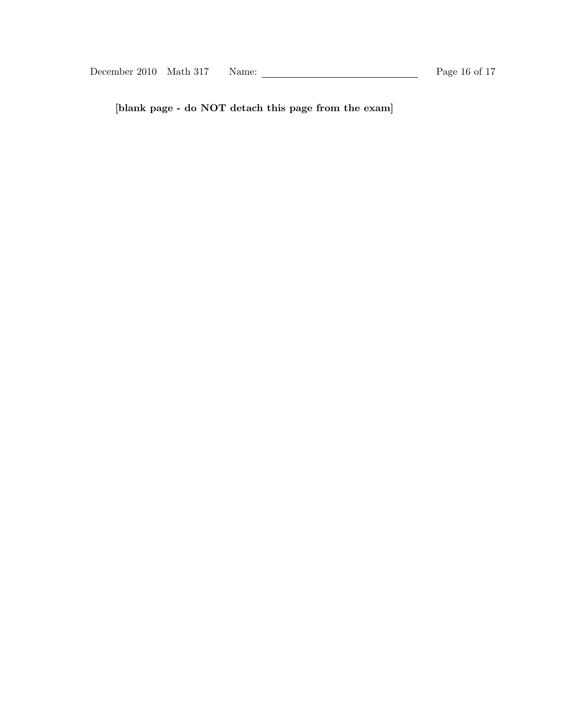**[blank page - do NOT detach this page from the exam]**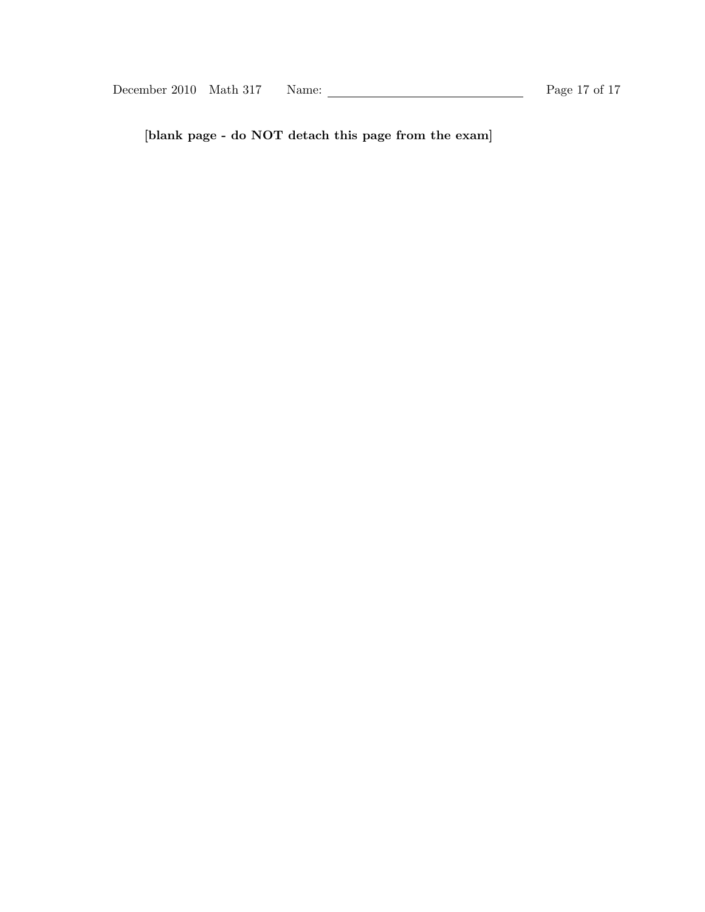**[blank page - do NOT detach this page from the exam]**